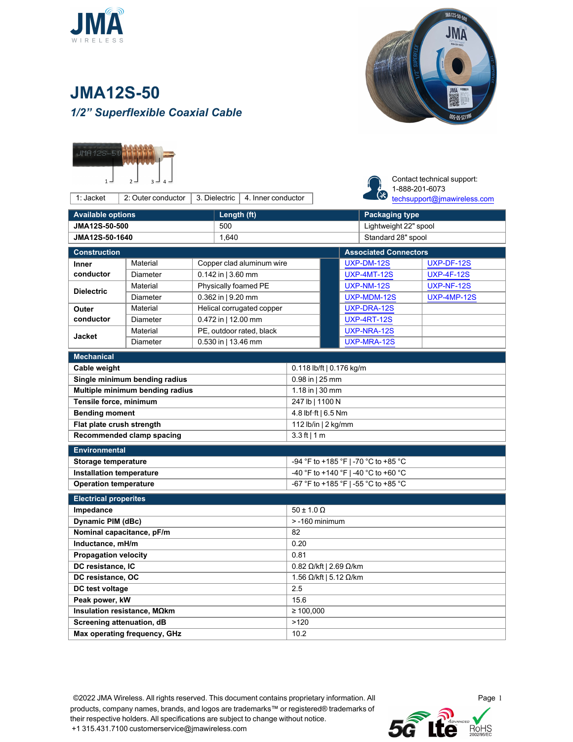# JMA12S-50

## *1/2" Superflexible Coaxial Cable*

| 1: Jacket | 2: Outer conductor | 3. Dielectric | 4. Inner conductor |
|---|---|---|---|

Contact technical support:
1-888-201-6073
techsupport@jmawireless.com

| Available options | Length (ft) | Packaging type |
|---|---|---|
| **JMA12S-50-500** | 500 | Lightweight 22" spool |
| **JMA12S-50-1640** | 1,640 | Standard 28" spool |

| Construction | | |
|---|---|---|
| **Inner conductor** | Material | Copper clad aluminum wire |
| | Diameter | 0.142 in \| 3.60 mm |
| **Dielectric** | Material | Physically foamed PE |
| | Diameter | 0.362 in \| 9.20 mm |
| **Outer conductor** | Material | Helical corrugated copper |
| | Diameter | 0.472 in \| 12.00 mm |
| **Jacket** | Material | PE, outdoor rated, black |
| | Diameter | 0.530 in \| 13.46 mm |

| Associated Connectors | |
|---|---|
| UXP-DM-12S | UXP-DF-12S |
| UXP-4MT-12S | UXP-4F-12S |
| UXP-NM-12S | UXP-NF-12S |
| UXP-MDM-12S | UXP-4MP-12S |
| UXP-DRA-12S | |
| UXP-4RT-12S | |
| UXP-NRA-12S | |
| UXP-MRA-12S | |

| Mechanical | |
|---|---|
| **Cable weight** | 0.118 lb/ft \| 0.176 kg/m |
| **Single minimum bending radius** | 0.98 in \| 25 mm |
| **Multiple minimum bending radius** | 1.18 in \| 30 mm |
| **Tensile force, minimum** | 247 lb \| 1100 N |
| **Bending moment** | 4.8 lbf·ft \| 6.5 Nm |
| **Flat plate crush strength** | 112 lb/in \| 2 kg/mm |
| **Recommended clamp spacing** | 3.3 ft \| 1 m |

| Environmental | |
|---|---|
| **Storage temperature** | -94 °F to +185 °F \| -70 °C to +85 °C |
| **Installation temperature** | -40 °F to +140 °F \| -40 °C to +60 °C |
| **Operation temperature** | -67 °F to +185 °F \| -55 °C to +85 °C |

| Electrical properites | |
|---|---|
| **Impedance** | 50 ± 1.0 Ω |
| **Dynamic PIM (dBc)** | > -160 minimum |
| **Nominal capacitance, pF/m** | 82 |
| **Inductance, mH/m** | 0.20 |
| **Propagation velocity** | 0.81 |
| **DC resistance, IC** | 0.82 Ω/kft \| 2.69 Ω/km |
| **DC resistance, OC** | 1.56 Ω/kft \| 5.12 Ω/km |
| **DC test voltage** | 2.5 |
| **Peak power, kW** | 15.6 |
| **Insulation resistance, MΩkm** | ≥ 100,000 |
| **Screening attenuation, dB** | >120 |
| **Max operating frequency, GHz** | 10.2 |

©2022 JMA Wireless. All rights reserved. This document contains proprietary information. All products, company names, brands, and logos are trademarks™ or registered® trademarks of their respective holders. All specifications are subject to change without notice.
+1 315.431.7100 customerservice@jmawireless.com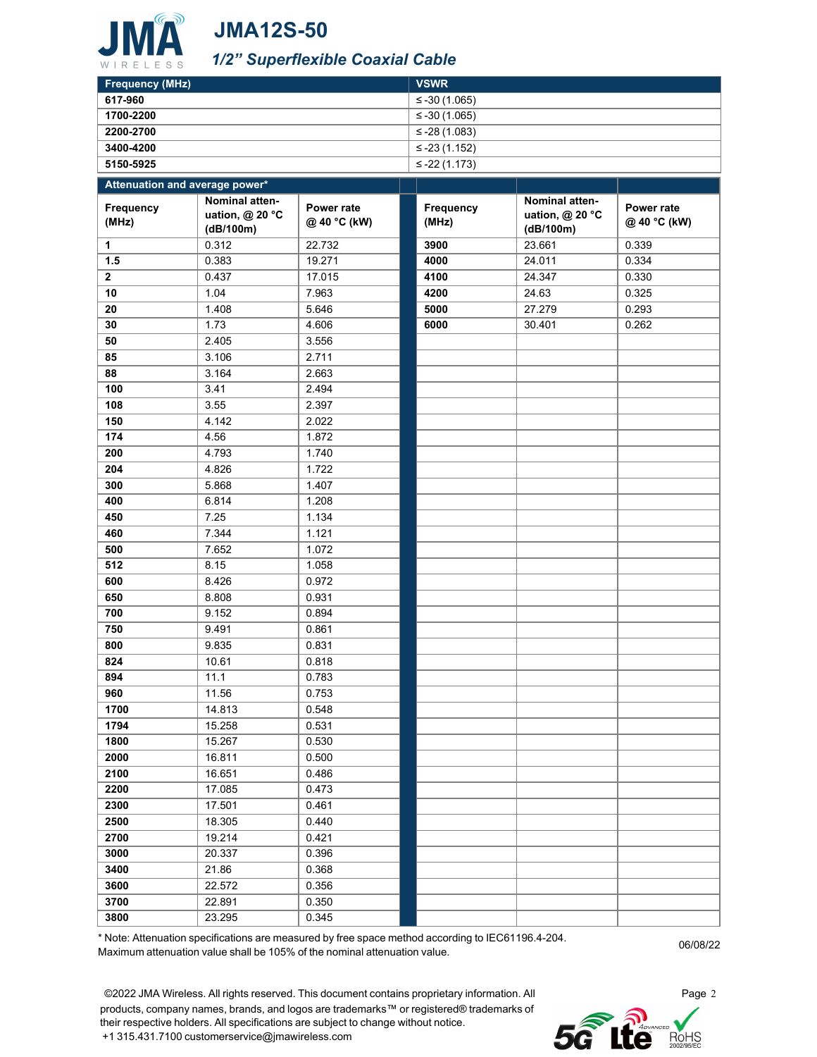# JMA12S-50

## *1/2" Superflexible Coaxial Cable*

| Frequency (MHz) | VSWR |
|---|---|
| 617-960 | ≤ -30 (1.065) |
| 1700-2200 | ≤ -30 (1.065) |
| 2200-2700 | ≤ -28 (1.083) |
| 3400-4200 | ≤ -23 (1.152) |
| 5150-5925 | ≤ -22 (1.173) |

**Attenuation and average power***

| Frequency (MHz) | Nominal attenuation, @ 20 °C (dB/100m) | Power rate @ 40 °C (kW) | Frequency (MHz) | Nominal attenuation, @ 20 °C (dB/100m) | Power rate @ 40 °C (kW) |
|---|---|---|---|---|---|
| 1 | 0.312 | 22.732 | 3900 | 23.661 | 0.339 |
| 1.5 | 0.383 | 19.271 | 4000 | 24.011 | 0.334 |
| 2 | 0.437 | 17.015 | 4100 | 24.347 | 0.330 |
| 10 | 1.04 | 7.963 | 4200 | 24.63 | 0.325 |
| 20 | 1.408 | 5.646 | 5000 | 27.279 | 0.293 |
| 30 | 1.73 | 4.606 | 6000 | 30.401 | 0.262 |
| 50 | 2.405 | 3.556 | | | |
| 85 | 3.106 | 2.711 | | | |
| 88 | 3.164 | 2.663 | | | |
| 100 | 3.41 | 2.494 | | | |
| 108 | 3.55 | 2.397 | | | |
| 150 | 4.142 | 2.022 | | | |
| 174 | 4.56 | 1.872 | | | |
| 200 | 4.793 | 1.740 | | | |
| 204 | 4.826 | 1.722 | | | |
| 300 | 5.868 | 1.407 | | | |
| 400 | 6.814 | 1.208 | | | |
| 450 | 7.25 | 1.134 | | | |
| 460 | 7.344 | 1.121 | | | |
| 500 | 7.652 | 1.072 | | | |
| 512 | 8.15 | 1.058 | | | |
| 600 | 8.426 | 0.972 | | | |
| 650 | 8.808 | 0.931 | | | |
| 700 | 9.152 | 0.894 | | | |
| 750 | 9.491 | 0.861 | | | |
| 800 | 9.835 | 0.831 | | | |
| 824 | 10.61 | 0.818 | | | |
| 894 | 11.1 | 0.783 | | | |
| 960 | 11.56 | 0.753 | | | |
| 1700 | 14.813 | 0.548 | | | |
| 1794 | 15.258 | 0.531 | | | |
| 1800 | 15.267 | 0.530 | | | |
| 2000 | 16.811 | 0.500 | | | |
| 2100 | 16.651 | 0.486 | | | |
| 2200 | 17.085 | 0.473 | | | |
| 2300 | 17.501 | 0.461 | | | |
| 2500 | 18.305 | 0.440 | | | |
| 2700 | 19.214 | 0.421 | | | |
| 3000 | 20.337 | 0.396 | | | |
| 3400 | 21.86 | 0.368 | | | |
| 3600 | 22.572 | 0.356 | | | |
| 3700 | 22.891 | 0.350 | | | |
| 3800 | 23.295 | 0.345 | | | |

* Note: Attenuation specifications are measured by free space method according to IEC61196.4-204.
Maximum attenuation value shall be 105% of the nominal attenuation value.

06/08/22

©2022 JMA Wireless. All rights reserved. This document contains proprietary information. All products, company names, brands, and logos are trademarks™ or registered® trademarks of their respective holders. All specifications are subject to change without notice.
+1 315.431.7100 customerservice@jmawireless.com